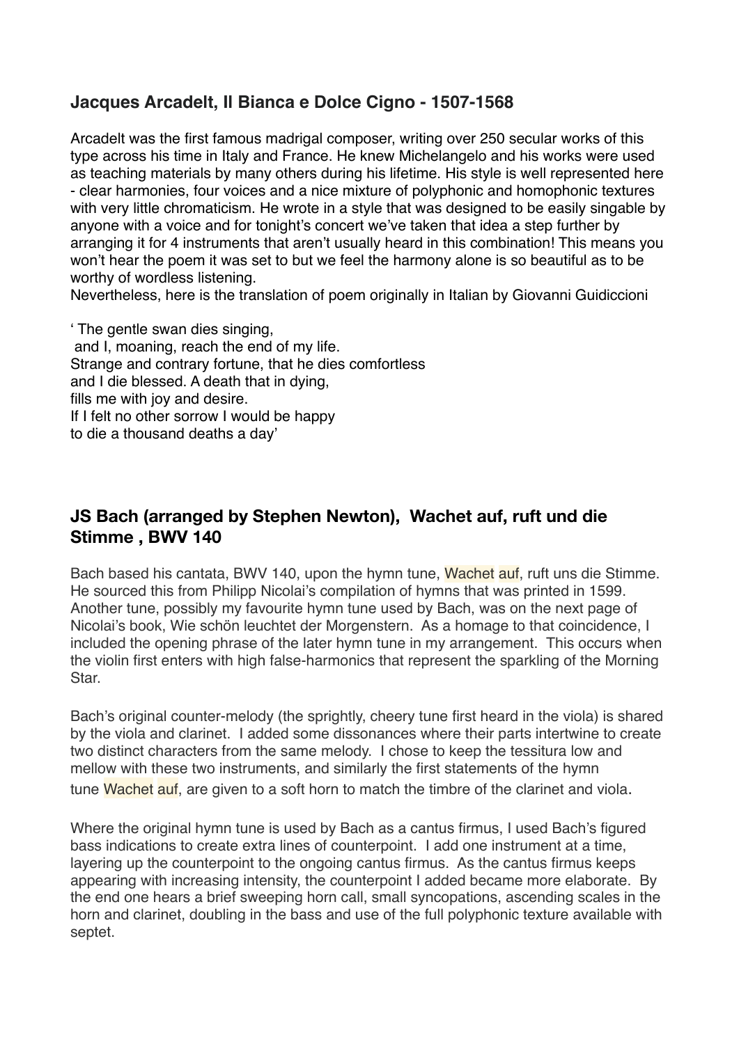## Jacques Arcadelt, Il Bianca e Dolce Cigno - 1507-1568

Arcadelt was the first famous madrigal composer, writing over 250 secular works of this type across his time in Italy and France. He knew Michelangelo and his works were used as teaching materials by many others during his lifetime. His style is well represented here - clear harmonies, four voices and a nice mixture of polyphonic and homophonic textures with very little chromaticism. He wrote in a style that was designed to be easily singable by anyone with a voice and for tonight's concert we've taken that idea a step further by arranging it for 4 instruments that aren't usually heard in this combination! This means you won't hear the poem it was set to but we feel the harmony alone is so beautiful as to be worthy of wordless listening.
Nevertheless, here is the translation of poem originally in Italian by Giovanni Guidiccioni

' The gentle swan dies singing,
and I, moaning, reach the end of my life.
Strange and contrary fortune, that he dies comfortless
and I die blessed. A death that in dying,
fills me with joy and desire.
If I felt no other sorrow I would be happy
to die a thousand deaths a day'

## JS Bach (arranged by Stephen Newton), Wachet auf, ruft und die Stimme , BWV 140

Bach based his cantata, BWV 140, upon the hymn tune, Wachet auf, ruft uns die Stimme. He sourced this from Philipp Nicolai's compilation of hymns that was printed in 1599. Another tune, possibly my favourite hymn tune used by Bach, was on the next page of Nicolai's book, Wie schön leuchtet der Morgenstern. As a homage to that coincidence, I included the opening phrase of the later hymn tune in my arrangement. This occurs when the violin first enters with high false-harmonics that represent the sparkling of the Morning Star.

Bach's original counter-melody (the sprightly, cheery tune first heard in the viola) is shared by the viola and clarinet. I added some dissonances where their parts intertwine to create two distinct characters from the same melody. I chose to keep the tessitura low and mellow with these two instruments, and similarly the first statements of the hymn tune Wachet auf, are given to a soft horn to match the timbre of the clarinet and viola.

Where the original hymn tune is used by Bach as a cantus firmus, I used Bach's figured bass indications to create extra lines of counterpoint. I add one instrument at a time, layering up the counterpoint to the ongoing cantus firmus. As the cantus firmus keeps appearing with increasing intensity, the counterpoint I added became more elaborate. By the end one hears a brief sweeping horn call, small syncopations, ascending scales in the horn and clarinet, doubling in the bass and use of the full polyphonic texture available with septet.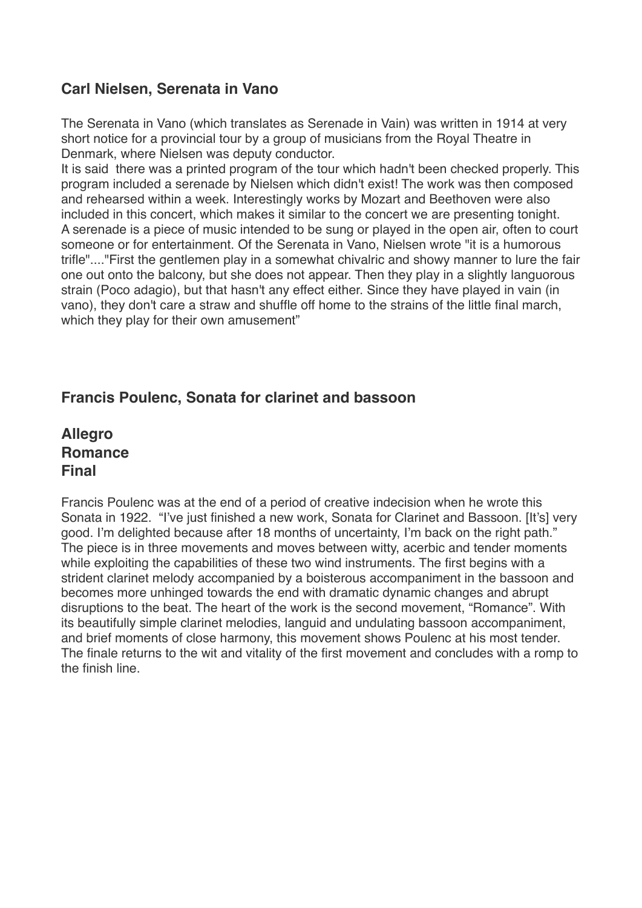### **Carl Nielsen, Serenata in Vano**

The Serenata in Vano (which translates as Serenade in Vain) was written in 1914 at very short notice for a provincial tour by a group of musicians from the Royal Theatre in Denmark, where Nielsen was deputy conductor.

It is said there was a printed program of the tour which hadn't been checked properly. This program included a serenade by Nielsen which didn't exist! The work was then composed and rehearsed within a week. Interestingly works by Mozart and Beethoven were also included in this concert, which makes it similar to the concert we are presenting tonight.

A serenade is a piece of music intended to be sung or played in the open air, often to court someone or for entertainment. Of the Serenata in Vano, Nielsen wrote "it is a humorous trifle"...."First the gentlemen play in a somewhat chivalric and showy manner to lure the fair one out onto the balcony, but she does not appear. Then they play in a slightly languorous strain (Poco adagio), but that hasn't any effect either. Since they have played in vain (in vano), they don't care a straw and shuffle off home to the strains of the little final march, which they play for their own amusement"

### **Francis Poulenc, Sonata for clarinet and bassoon**

### **Allegro**
### **Romance**
### **Final**

Francis Poulenc was at the end of a period of creative indecision when he wrote this Sonata in 1922. "I've just finished a new work, Sonata for Clarinet and Bassoon. [It's] very good. I'm delighted because after 18 months of uncertainty, I'm back on the right path." The piece is in three movements and moves between witty, acerbic and tender moments while exploiting the capabilities of these two wind instruments. The first begins with a strident clarinet melody accompanied by a boisterous accompaniment in the bassoon and becomes more unhinged towards the end with dramatic dynamic changes and abrupt disruptions to the beat. The heart of the work is the second movement, "Romance". With its beautifully simple clarinet melodies, languid and undulating bassoon accompaniment, and brief moments of close harmony, this movement shows Poulenc at his most tender. The finale returns to the wit and vitality of the first movement and concludes with a romp to the finish line.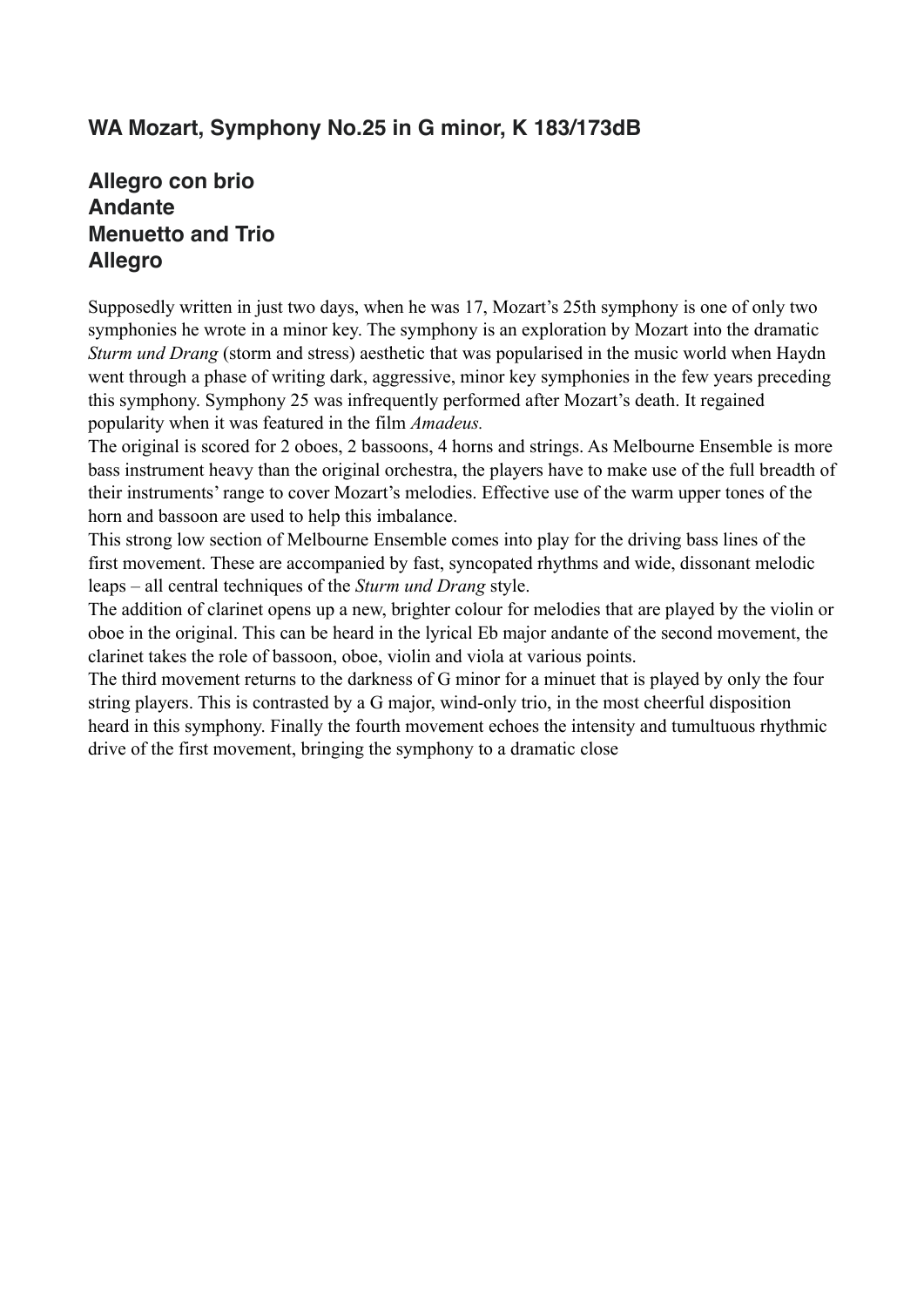## WA Mozart, Symphony No.25 in G minor, K 183/173dB

### Allegro con brio
### Andante
### Menuetto and Trio
### Allegro

Supposedly written in just two days, when he was 17, Mozart's 25th symphony is one of only two symphonies he wrote in a minor key. The symphony is an exploration by Mozart into the dramatic *Sturm und Drang* (storm and stress) aesthetic that was popularised in the music world when Haydn went through a phase of writing dark, aggressive, minor key symphonies in the few years preceding this symphony. Symphony 25 was infrequently performed after Mozart's death. It regained popularity when it was featured in the film *Amadeus.*

The original is scored for 2 oboes, 2 bassoons, 4 horns and strings. As Melbourne Ensemble is more bass instrument heavy than the original orchestra, the players have to make use of the full breadth of their instruments' range to cover Mozart's melodies. Effective use of the warm upper tones of the horn and bassoon are used to help this imbalance.

This strong low section of Melbourne Ensemble comes into play for the driving bass lines of the first movement. These are accompanied by fast, syncopated rhythms and wide, dissonant melodic leaps – all central techniques of the *Sturm und Drang* style.

The addition of clarinet opens up a new, brighter colour for melodies that are played by the violin or oboe in the original. This can be heard in the lyrical Eb major andante of the second movement, the clarinet takes the role of bassoon, oboe, violin and viola at various points.

The third movement returns to the darkness of G minor for a minuet that is played by only the four string players. This is contrasted by a G major, wind-only trio, in the most cheerful disposition heard in this symphony. Finally the fourth movement echoes the intensity and tumultuous rhythmic drive of the first movement, bringing the symphony to a dramatic close